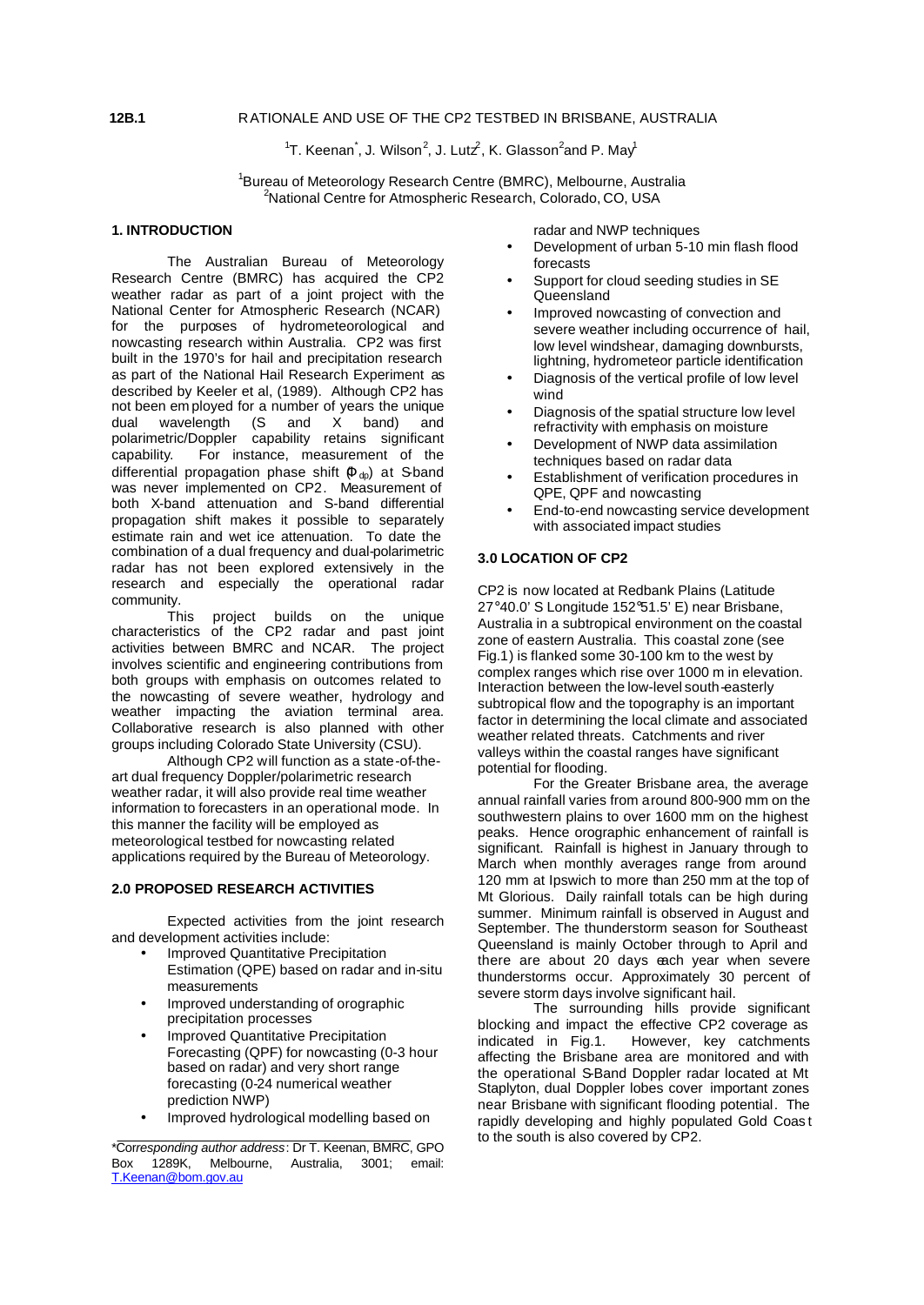**12B.1** RATIONALE AND USE OF THE CP2 TESTBED IN BRISBANE, AUSTRALIA

[1]T. Keenan*, J. Wilson[2], J. Lutz[2], K. Glasson[2] and P. May[1]

[1]Bureau of Meteorology Research Centre (BMRC), Melbourne, Australia
[2]National Centre for Atmospheric Research, Colorado, CO, USA

## 1. INTRODUCTION

The Australian Bureau of Meteorology Research Centre (BMRC) has acquired the CP2 weather radar as part of a joint project with the National Center for Atmospheric Research (NCAR) for the purposes of hydrometeorological and nowcasting research within Australia. CP2 was first built in the 1970's for hail and precipitation research as part of the National Hail Research Experiment as described by Keeler et al, (1989). Although CP2 has not been employed for a number of years the unique dual wavelength (S and X band) and polarimetric/Doppler capability retains significant capability. For instance, measurement of the differential propagation phase shift ($\phi_{dp}$) at S-band was never implemented on CP2. Measurement of both X-band attenuation and S-band differential propagation shift makes it possible to separately estimate rain and wet ice attenuation. To date the combination of a dual frequency and dual-polarimetric radar has not been explored extensively in the research and especially the operational radar community.

This project builds on the unique characteristics of the CP2 radar and past joint activities between BMRC and NCAR. The project involves scientific and engineering contributions from both groups with emphasis on outcomes related to the nowcasting of severe weather, hydrology and weather impacting the aviation terminal area. Collaborative research is also planned with other groups including Colorado State University (CSU).

Although CP2 will function as a state-of-the-art dual frequency Doppler/polarimetric research weather radar, it will also provide real time weather information to forecasters in an operational mode. In this manner the facility will be employed as meteorological testbed for nowcasting related applications required by the Bureau of Meteorology.

## 2.0 PROPOSED RESEARCH ACTIVITIES

Expected activities from the joint research and development activities include:

- Improved Quantitative Precipitation Estimation (QPE) based on radar and in-situ measurements
- Improved understanding of orographic precipitation processes
- Improved Quantitative Precipitation Forecasting (QPF) for nowcasting (0-3 hour based on radar) and very short range forecasting (0-24 numerical weather prediction NWP)
- Improved hydrological modelling based on radar and NWP techniques
- Development of urban 5-10 min flash flood forecasts
- Support for cloud seeding studies in SE Queensland
- Improved nowcasting of convection and severe weather including occurrence of hail, low level windshear, damaging downbursts, lightning, hydrometeor particle identification
- Diagnosis of the vertical profile of low level wind
- Diagnosis of the spatial structure low level refractivity with emphasis on moisture
- Development of NWP data assimilation techniques based on radar data
- Establishment of verification procedures in QPE, QPF and nowcasting
- End-to-end nowcasting service development with associated impact studies

## 3.0 LOCATION OF CP2

CP2 is now located at Redbank Plains (Latitude 27°40.0' S Longitude 152°51.5' E) near Brisbane, Australia in a subtropical environment on the coastal zone of eastern Australia. This coastal zone (see Fig.1) is flanked some 30-100 km to the west by complex ranges which rise over 1000 m in elevation. Interaction between the low-level south-easterly subtropical flow and the topography is an important factor in determining the local climate and associated weather related threats. Catchments and river valleys within the coastal ranges have significant potential for flooding.

For the Greater Brisbane area, the average annual rainfall varies from around 800-900 mm on the southwestern plains to over 1600 mm on the highest peaks. Hence orographic enhancement of rainfall is significant. Rainfall is highest in January through to March when monthly averages range from around 120 mm at Ipswich to more than 250 mm at the top of Mt Glorious. Daily rainfall totals can be high during summer. Minimum rainfall is observed in August and September. The thunderstorm season for Southeast Queensland is mainly October through to April and there are about 20 days each year when severe thunderstorms occur. Approximately 30 percent of severe storm days involve significant hail.

The surrounding hills provide significant blocking and impact the effective CP2 coverage as indicated in Fig.1. However, key catchments affecting the Brisbane area are monitored and with the operational S-Band Doppler radar located at Mt Staplyton, dual Doppler lobes cover important zones near Brisbane with significant flooding potential. The rapidly developing and highly populated Gold Coast to the south is also covered by CP2.

---

**Corresponding author address*: Dr T. Keenan, BMRC, GPO Box 1289K, Melbourne, Australia, 3001; email: T.Keenan@bom.gov.au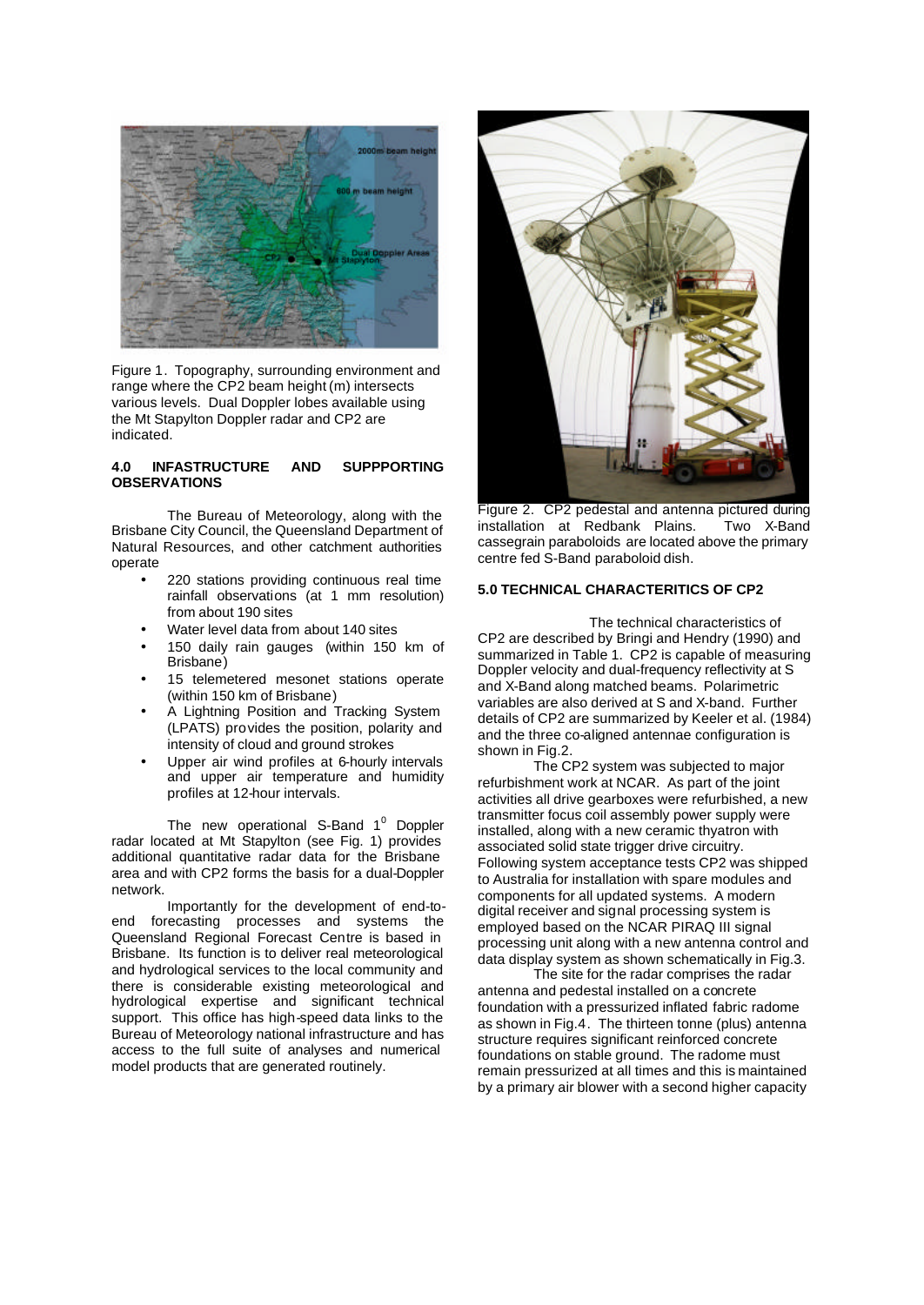Figure 1. Topography, surrounding environment and range where the CP2 beam height (m) intersects various levels. Dual Doppler lobes available using the Mt Stapylton Doppler radar and CP2 are indicated.

## 4.0 INFRASTRUCTURE AND SUPPPORTING OBSERVATIONS

The Bureau of Meteorology, along with the Brisbane City Council, the Queensland Department of Natural Resources, and other catchment authorities operate

- 220 stations providing continuous real time rainfall observations (at 1 mm resolution) from about 190 sites
- Water level data from about 140 sites
- 150 daily rain gauges (within 150 km of Brisbane)
- 15 telemetered mesonet stations operate (within 150 km of Brisbane)
- A Lightning Position and Tracking System (LPATS) provides the position, polarity and intensity of cloud and ground strokes
- Upper air wind profiles at 6-hourly intervals and upper air temperature and humidity profiles at 12-hour intervals.

The new operational S-Band $1^0$ Doppler radar located at Mt Stapylton (see Fig. 1) provides additional quantitative radar data for the Brisbane area and with CP2 forms the basis for a dual-Doppler network.

Importantly for the development of end-to-end forecasting processes and systems the Queensland Regional Forecast Centre is based in Brisbane. Its function is to deliver real meteorological and hydrological services to the local community and there is considerable existing meteorological and hydrological expertise and significant technical support. This office has high-speed data links to the Bureau of Meteorology national infrastructure and has access to the full suite of analyses and numerical model products that are generated routinely.

Figure 2. CP2 pedestal and antenna pictured during installation at Redbank Plains. Two X-Band cassegrain paraboloids are located above the primary centre fed S-Band paraboloid dish.

## 5.0 TECHNICAL CHARACTERITICS OF CP2

The technical characteristics of CP2 are described by Bringi and Hendry (1990) and summarized in Table 1. CP2 is capable of measuring Doppler velocity and dual-frequency reflectivity at S and X-Band along matched beams. Polarimetric variables are also derived at S and X-band. Further details of CP2 are summarized by Keeler et al. (1984) and the three co-aligned antennae configuration is shown in Fig.2.

The CP2 system was subjected to major refurbishment work at NCAR. As part of the joint activities all drive gearboxes were refurbished, a new transmitter focus coil assembly power supply were installed, along with a new ceramic thyatron with associated solid state trigger drive circuitry. Following system acceptance tests CP2 was shipped to Australia for installation with spare modules and components for all updated systems. A modern digital receiver and signal processing system is employed based on the NCAR PIRAQ III signal processing unit along with a new antenna control and data display system as shown schematically in Fig.3.

The site for the radar comprises the radar antenna and pedestal installed on a concrete foundation with a pressurized inflated fabric radome as shown in Fig.4. The thirteen tonne (plus) antenna structure requires significant reinforced concrete foundations on stable ground. The radome must remain pressurized at all times and this is maintained by a primary air blower with a second higher capacity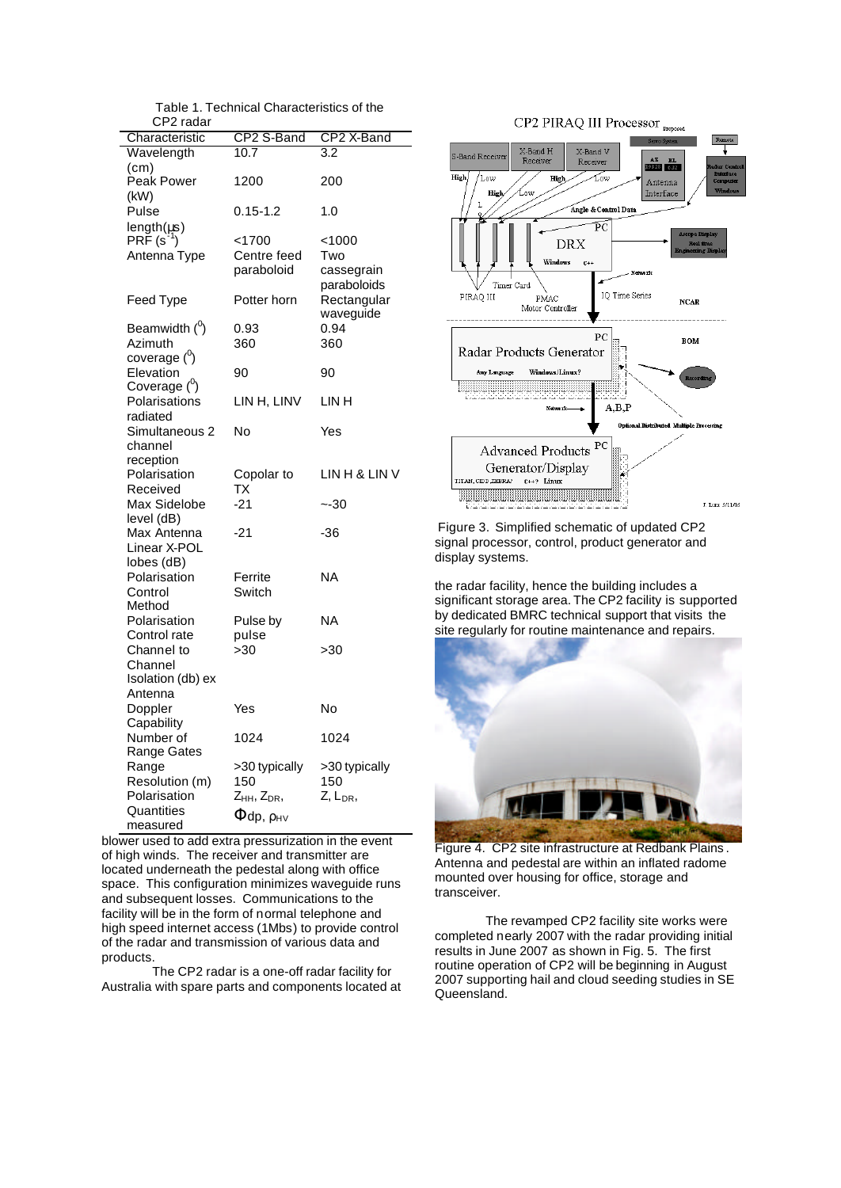Table 1. Technical Characteristics of the CP2 radar

| Characteristic | CP2 S-Band | CP2 X-Band |
|---|---|---|
| Wavelength (cm) | 10.7 | 3.2 |
| Peak Power (kW) | 1200 | 200 |
| Pulse length(μs) | 0.15-1.2 | 1.0 |
| PRF ($s^{-1}$) | <1700 | <1000 |
| Antenna Type | Centre feed paraboloid | Two cassegrain paraboloids |
| Feed Type | Potter horn | Rectangular waveguide |
| Beamwidth ($^0$) | 0.93 | 0.94 |
| Azimuth coverage ($^0$) | 360 | 360 |
| Elevation Coverage ($^0$) | 90 | 90 |
| Polarisations radiated | LIN H, LINV | LIN H |
| Simultaneous 2 channel reception | No | Yes |
| Polarisation Received | Copolar to TX | LIN H & LIN V |
| Max Sidelobe level (dB) | -21 | ~-30 |
| Max Antenna Linear X-POL lobes (dB) | -21 | -36 |
| Polarisation Control Method | Ferrite Switch | NA |
| Polarisation Control rate | Pulse by pulse | NA |
| Channel to Channel Isolation (db) ex Antenna | >30 | >30 |
| Doppler Capability | Yes | No |
| Number of Range Gates | 1024 | 1024 |
| Range Resolution (m) | >30 typically 150 | >30 typically 150 |
| Polarisation Quantities measured | $Z_{HH}$, $Z_{DR}$, $\Phi_{dp}$, $\rho_{HV}$ | Z, $L_{DR}$, |

blower used to add extra pressurization in the event of high winds. The receiver and transmitter are located underneath the pedestal along with office space. This configuration minimizes waveguide runs and subsequent losses. Communications to the facility will be in the form of normal telephone and high speed internet access (1Mbs) to provide control of the radar and transmission of various data and products.

The CP2 radar is a one-off radar facility for Australia with spare parts and components located at the radar facility, hence the building includes a significant storage area. The CP2 facility is supported by dedicated BMRC technical support that visits the site regularly for routine maintenance and repairs.

Figure 3. Simplified schematic of updated CP2 signal processor, control, product generator and display systems.

Figure 4. CP2 site infrastructure at Redbank Plains. Antenna and pedestal are within an inflated radome mounted over housing for office, storage and transceiver.

The revamped CP2 facility site works were completed nearly 2007 with the radar providing initial results in June 2007 as shown in Fig. 5. The first routine operation of CP2 will be beginning in August 2007 supporting hail and cloud seeding studies in SE Queensland.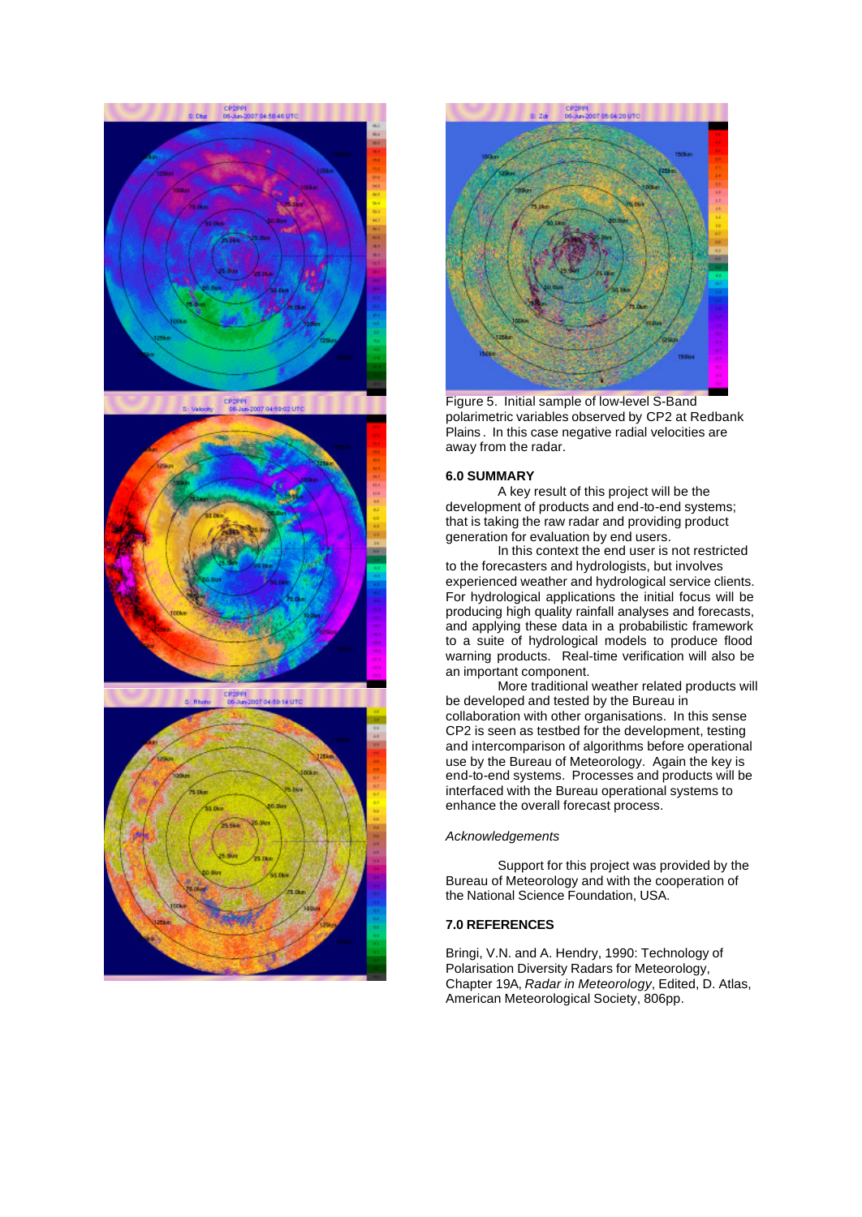Figure 5. Initial sample of low-level S-Band polarimetric variables observed by CP2 at Redbank Plains. In this case negative radial velocities are away from the radar.

### 6.0 SUMMARY

A key result of this project will be the development of products and end-to-end systems; that is taking the raw radar and providing product generation for evaluation by end users.

In this context the end user is not restricted to the forecasters and hydrologists, but involves experienced weather and hydrological service clients. For hydrological applications the initial focus will be producing high quality rainfall analyses and forecasts, and applying these data in a probabilistic framework to a suite of hydrological models to produce flood warning products. Real-time verification will also be an important component.

More traditional weather related products will be developed and tested by the Bureau in collaboration with other organisations. In this sense CP2 is seen as testbed for the development, testing and intercomparison of algorithms before operational use by the Bureau of Meteorology. Again the key is end-to-end systems. Processes and products will be interfaced with the Bureau operational systems to enhance the overall forecast process.

*Acknowledgements*

Support for this project was provided by the Bureau of Meteorology and with the cooperation of the National Science Foundation, USA.

### 7.0 REFERENCES

Bringi, V.N. and A. Hendry, 1990: Technology of Polarisation Diversity Radars for Meteorology, Chapter 19A, *Radar in Meteorology*, Edited, D. Atlas, American Meteorological Society, 806pp.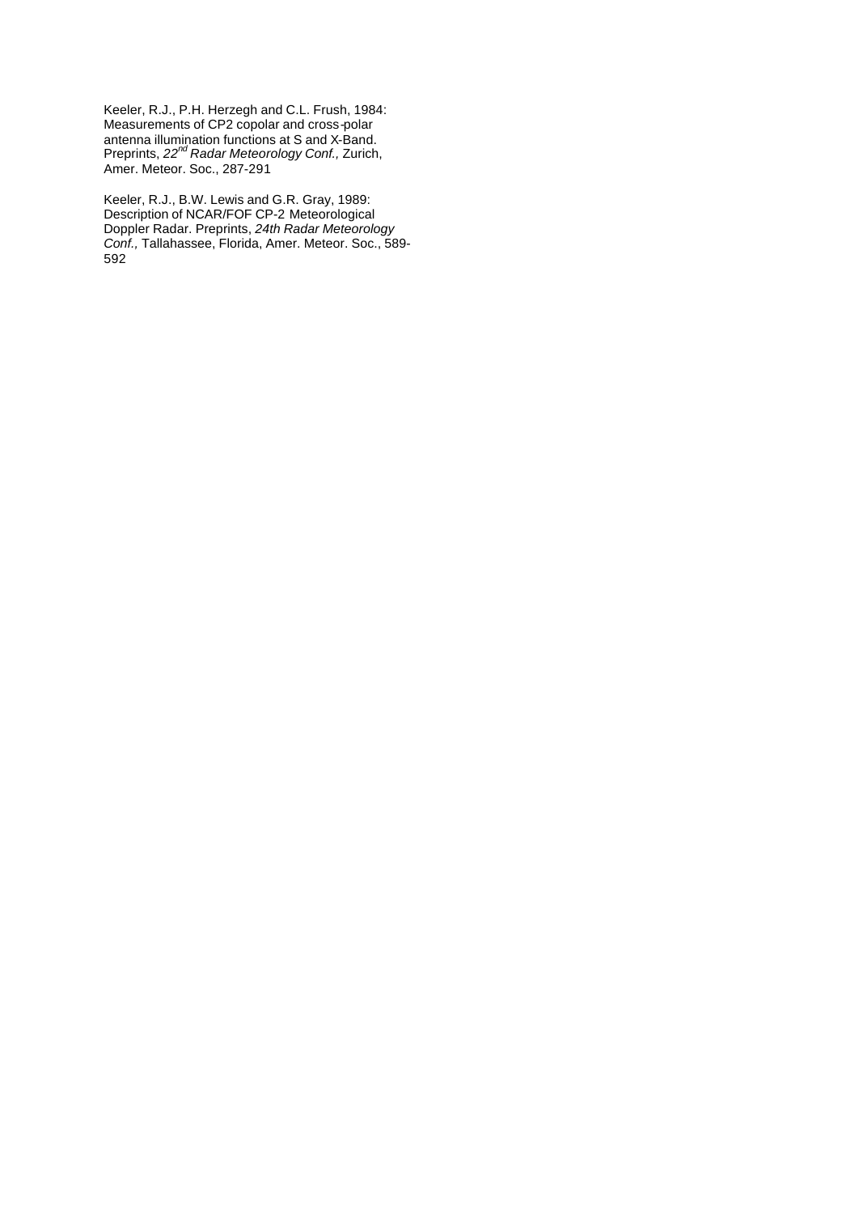Keeler, R.J., P.H. Herzegh and C.L. Frush, 1984: Measurements of CP2 copolar and cross-polar antenna illumination functions at S and X-Band. Preprints, *22nd Radar Meteorology Conf.,* Zurich, Amer. Meteor. Soc., 287-291

Keeler, R.J., B.W. Lewis and G.R. Gray, 1989: Description of NCAR/FOF CP-2 Meteorological Doppler Radar. Preprints, *24th Radar Meteorology Conf.,* Tallahassee, Florida, Amer. Meteor. Soc., 589-592